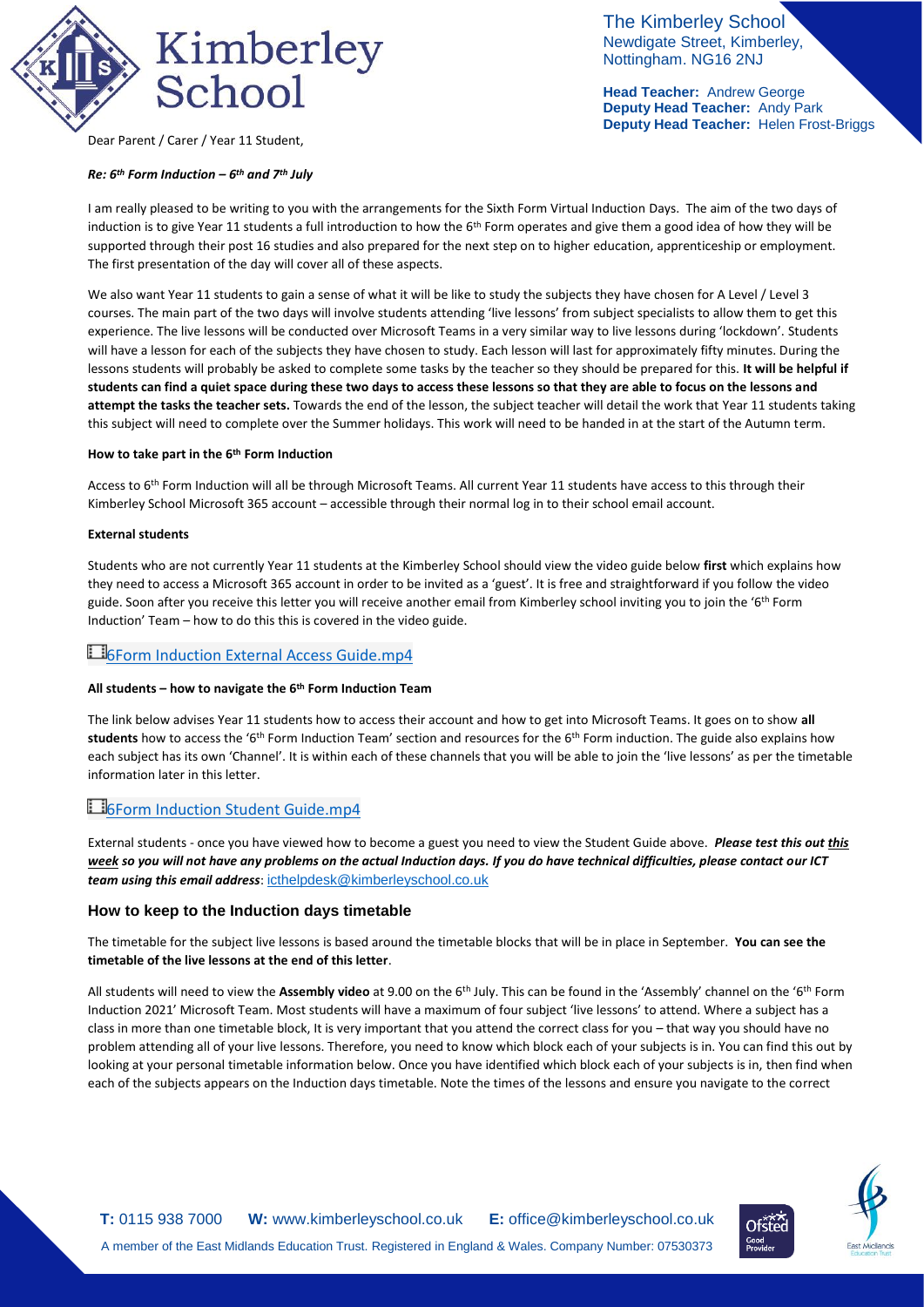The Kimberley School
Newdigate Street, Kimberley,
Nottingham. NG16 2NJ

**Head Teacher:** Andrew George
**Deputy Head Teacher:** Andy Park
**Deputy Head Teacher:** Helen Frost-Briggs

Dear Parent / Carer / Year 11 Student,

***Re: 6th Form Induction – 6th and 7th July***

I am really pleased to be writing to you with the arrangements for the Sixth Form Virtual Induction Days. The aim of the two days of induction is to give Year 11 students a full introduction to how the 6th Form operates and give them a good idea of how they will be supported through their post 16 studies and also prepared for the next step on to higher education, apprenticeship or employment. The first presentation of the day will cover all of these aspects.

We also want Year 11 students to gain a sense of what it will be like to study the subjects they have chosen for A Level / Level 3 courses. The main part of the two days will involve students attending 'live lessons' from subject specialists to allow them to get this experience. The live lessons will be conducted over Microsoft Teams in a very similar way to live lessons during 'lockdown'. Students will have a lesson for each of the subjects they have chosen to study. Each lesson will last for approximately fifty minutes. During the lessons students will probably be asked to complete some tasks by the teacher so they should be prepared for this. **It will be helpful if students can find a quiet space during these two days to access these lessons so that they are able to focus on the lessons and attempt the tasks the teacher sets.** Towards the end of the lesson, the subject teacher will detail the work that Year 11 students taking this subject will need to complete over the Summer holidays. This work will need to be handed in at the start of the Autumn term.

**How to take part in the 6th Form Induction**

Access to 6th Form Induction will all be through Microsoft Teams. All current Year 11 students have access to this through their Kimberley School Microsoft 365 account – accessible through their normal log in to their school email account.

**External students**

Students who are not currently Year 11 students at the Kimberley School should view the video guide below **first** which explains how they need to access a Microsoft 365 account in order to be invited as a 'guest'. It is free and straightforward if you follow the video guide. Soon after you receive this letter you will receive another email from Kimberley school inviting you to join the '6th Form Induction' Team – how to do this this is covered in the video guide.

6Form Induction External Access Guide.mp4

**All students – how to navigate the 6th Form Induction Team**

The link below advises Year 11 students how to access their account and how to get into Microsoft Teams. It goes on to show **all students** how to access the '6th Form Induction Team' section and resources for the 6th Form induction. The guide also explains how each subject has its own 'Channel'. It is within each of these channels that you will be able to join the 'live lessons' as per the timetable information later in this letter.

6Form Induction Student Guide.mp4

External students - once you have viewed how to become a guest you need to view the Student Guide above. ***Please test this out this week so you will not have any problems on the actual Induction days. If you do have technical difficulties, please contact our ICT team using this email address***: icthelpdesk@kimberleyschool.co.uk

## How to keep to the Induction days timetable

The timetable for the subject live lessons is based around the timetable blocks that will be in place in September. **You can see the timetable of the live lessons at the end of this letter**.

All students will need to view the **Assembly video** at 9.00 on the 6th July. This can be found in the 'Assembly' channel on the '6th Form Induction 2021' Microsoft Team. Most students will have a maximum of four subject 'live lessons' to attend. Where a subject has a class in more than one timetable block, It is very important that you attend the correct class for you – that way you should have no problem attending all of your live lessons. Therefore, you need to know which block each of your subjects is in. You can find this out by looking at your personal timetable information below. Once you have identified which block each of your subjects is in, then find when each of the subjects appears on the Induction days timetable. Note the times of the lessons and ensure you navigate to the correct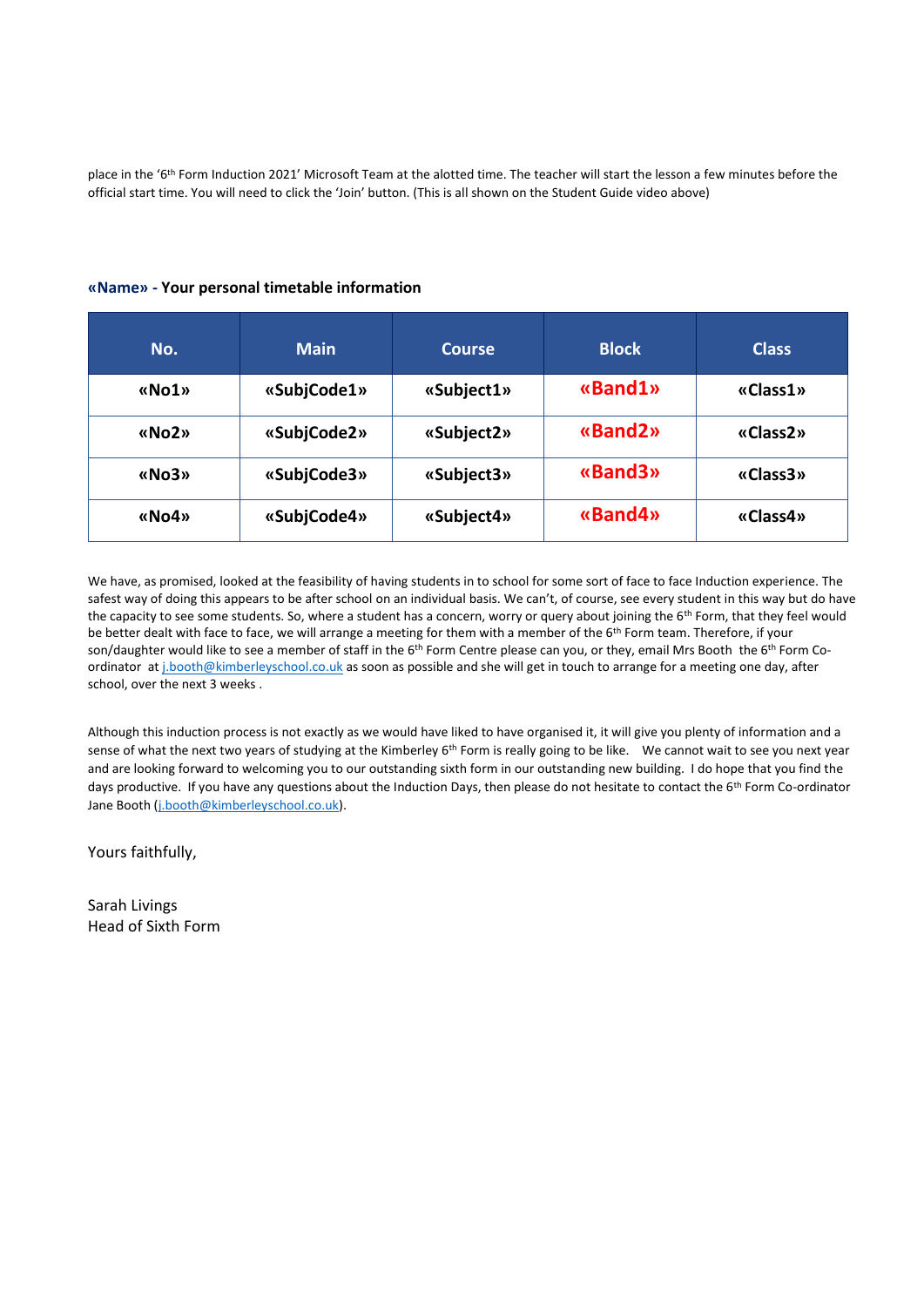place in the '6th Form Induction 2021' Microsoft Team at the alotted time. The teacher will start the lesson a few minutes before the official start time. You will need to click the 'Join' button. (This is all shown on the Student Guide video above)

**«Name» - Your personal timetable information**

| No. | Main | Course | Block | Class |
|---|---|---|---|---|
| **«No1»** | **«SubjCode1»** | **«Subject1»** | **«Band1»** | **«Class1»** |
| **«No2»** | **«SubjCode2»** | **«Subject2»** | **«Band2»** | **«Class2»** |
| **«No3»** | **«SubjCode3»** | **«Subject3»** | **«Band3»** | **«Class3»** |
| **«No4»** | **«SubjCode4»** | **«Subject4»** | **«Band4»** | **«Class4»** |

We have, as promised, looked at the feasibility of having students in to school for some sort of face to face Induction experience. The safest way of doing this appears to be after school on an individual basis. We can't, of course, see every student in this way but do have the capacity to see some students. So, where a student has a concern, worry or query about joining the 6th Form, that they feel would be better dealt with face to face, we will arrange a meeting for them with a member of the 6th Form team. Therefore, if your son/daughter would like to see a member of staff in the 6th Form Centre please can you, or they, email Mrs Booth the 6th Form Co-ordinator at j.booth@kimberleyschool.co.uk as soon as possible and she will get in touch to arrange for a meeting one day, after school, over the next 3 weeks .

Although this induction process is not exactly as we would have liked to have organised it, it will give you plenty of information and a sense of what the next two years of studying at the Kimberley 6th Form is really going to be like. We cannot wait to see you next year and are looking forward to welcoming you to our outstanding sixth form in our outstanding new building. I do hope that you find the days productive. If you have any questions about the Induction Days, then please do not hesitate to contact the 6th Form Co-ordinator Jane Booth (j.booth@kimberleyschool.co.uk).

Yours faithfully,

Sarah Livings
Head of Sixth Form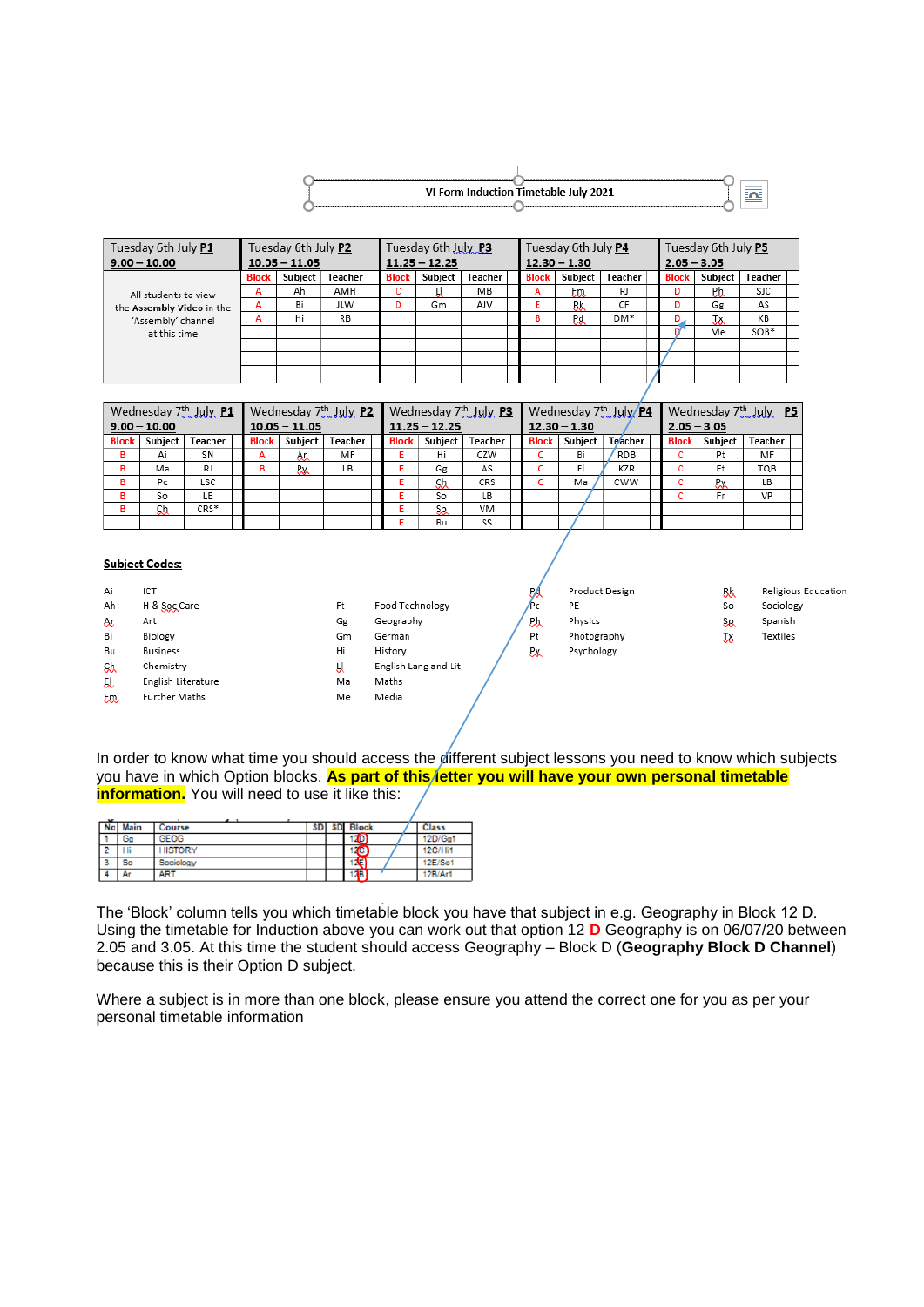VI Form Induction Timetable July 2021

| Tuesday 6th July P1 9.00 – 10.00 | Tuesday 6th July P2 10.05 – 11.05 | | | Tuesday 6th July P3 11.25 – 12.25 | | | Tuesday 6th July P4 12.30 – 1.30 | | | Tuesday 6th July P5 2.05 – 3.05 | | |
|---|---|---|---|---|---|---|---|---|---|---|---|---|
| All students to view the Assembly Video in the 'Assembly' channel at this time | Block | Subject | Teacher | Block | Subject | Teacher | Block | Subject | Teacher | Block | Subject | Teacher |
| | A | Ah | AMH | C | Ll | MB | A | Fm | RJ | D | Ph | SJC |
| | A | Bi | JLW | D | Gm | AJV | E | Rk | CF | D | Gg | AS |
| | A | Hi | RB | | | | B | Pd | DM* | D | Tx | KB |
| | | | | | | | | | | D | Me | SOB* |

| Wednesday 7th July P1 9.00 – 10.00 | | | Wednesday 7th July P2 10.05 – 11.05 | | | Wednesday 7th July P3 11.25 – 12.25 | | | Wednesday 7th July P4 12.30 – 1.30 | | | Wednesday 7th July P5 2.05 – 3.05 | | |
|---|---|---|---|---|---|---|---|---|---|---|---|---|---|---|
| Block | Subject | Teacher | Block | Subject | Teacher | Block | Subject | Teacher | Block | Subject | Teacher | Block | Subject | Teacher |
| B | Ai | SN | A | Ar | MF | E | Hi | CZW | C | Bi | RDB | C | Pt | MF |
| B | Ma | RJ | B | Py | LB | E | Gg | AS | C | El | KZR | C | Ft | TQB |
| B | Pc | LSC | | | | E | Ch | CRS | C | Ma | CWW | C | Py | LB |
| B | So | LB | | | | E | So | LB | | | | C | Fr | VP |
| B | Ch | CRS* | | | | E | Sp | VM | | | | | | |
| | | | | | | E | Bu | SS | | | | | | |

**Subject Codes:**

| | | | | | | | |
|---|---|---|---|---|---|---|---|
| Ai | ICT | Ft | Food Technology | Pd | Product Design | Rk | Religious Education |
| Ah | H & Soc Care | Gg | Geography | Pc | PE | So | Sociology |
| Ar | Art | Gm | German | Ph | Physics | Sp | Spanish |
| Bi | Biology | Hi | History | Pt | Photography | Tx | Textiles |
| Bu | Business | Ll | English Lang and Lit | Py | Psychology | | |
| Ch | Chemistry | Ma | Maths | | | | |
| El | English Literature | Me | Media | | | | |
| Fm | Further Maths | | | | | | |

In order to know what time you should access the different subject lessons you need to know which subjects you have in which Option blocks. **As part of this letter you will have your own personal timetable information.** You will need to use it like this:

| No | Main | Course | SD | SD | Block | Class |
|---|---|---|---|---|---|---|
| 1 | Gg | GEOG | | | 12D | 12D/Gg1 |
| 2 | Hi | HISTORY | | | 12C | 12C/Hi1 |
| 3 | So | Sociology | | | 12E | 12E/So1 |
| 4 | Ar | ART | | | 12B | 12B/Ar1 |

The 'Block' column tells you which timetable block you have that subject in e.g. Geography in Block 12 D. Using the timetable for Induction above you can work out that option 12 **D** Geography is on 06/07/20 between 2.05 and 3.05. At this time the student should access Geography – Block D (**Geography Block D Channel**) because this is their Option D subject.

Where a subject is in more than one block, please ensure you attend the correct one for you as per your personal timetable information